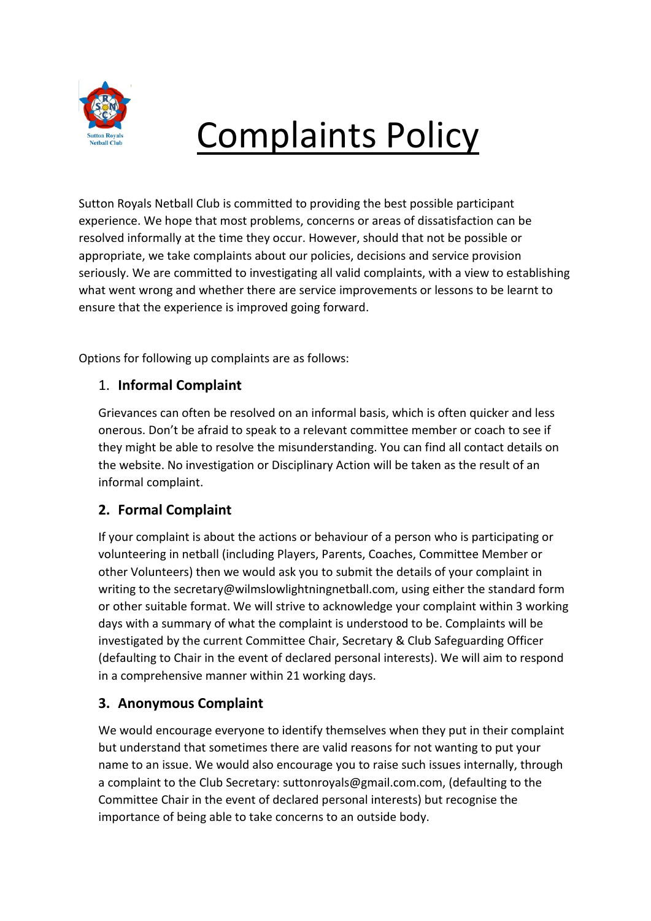# Complaints Policy

Sutton Royals Netball Club is committed to providing the best possible participant experience. We hope that most problems, concerns or areas of dissatisfaction can be resolved informally at the time they occur. However, should that not be possible or appropriate, we take complaints about our policies, decisions and service provision seriously. We are committed to investigating all valid complaints, with a view to establishing what went wrong and whether there are service improvements or lessons to be learnt to ensure that the experience is improved going forward.

Options for following up complaints are as follows:

1. **Informal Complaint**

   Grievances can often be resolved on an informal basis, which is often quicker and less onerous. Don't be afraid to speak to a relevant committee member or coach to see if they might be able to resolve the misunderstanding. You can find all contact details on the website. No investigation or Disciplinary Action will be taken as the result of an informal complaint.

2. **Formal Complaint**

   If your complaint is about the actions or behaviour of a person who is participating or volunteering in netball (including Players, Parents, Coaches, Committee Member or other Volunteers) then we would ask you to submit the details of your complaint in writing to the secretary@wilmslowlightningnetball.com, using either the standard form or other suitable format. We will strive to acknowledge your complaint within 3 working days with a summary of what the complaint is understood to be. Complaints will be investigated by the current Committee Chair, Secretary & Club Safeguarding Officer (defaulting to Chair in the event of declared personal interests). We will aim to respond in a comprehensive manner within 21 working days.

3. **Anonymous Complaint**

   We would encourage everyone to identify themselves when they put in their complaint but understand that sometimes there are valid reasons for not wanting to put your name to an issue. We would also encourage you to raise such issues internally, through a complaint to the Club Secretary: suttonroyals@gmail.com.com, (defaulting to the Committee Chair in the event of declared personal interests) but recognise the importance of being able to take concerns to an outside body.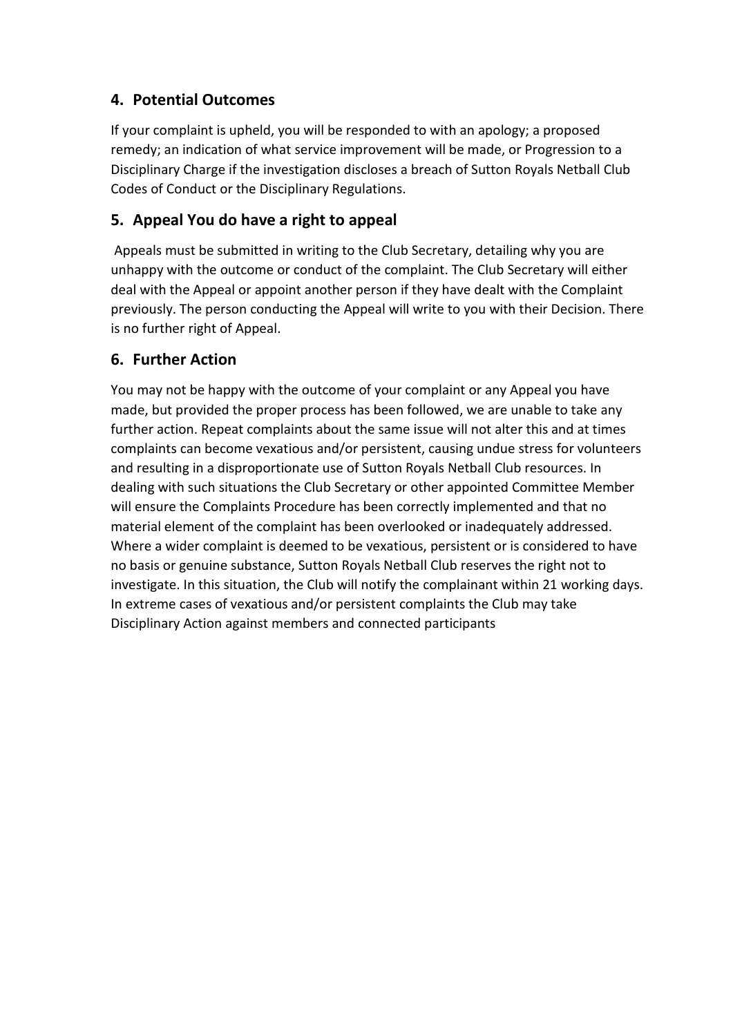## 4. Potential Outcomes

If your complaint is upheld, you will be responded to with an apology; a proposed remedy; an indication of what service improvement will be made, or Progression to a Disciplinary Charge if the investigation discloses a breach of Sutton Royals Netball Club Codes of Conduct or the Disciplinary Regulations.

## 5. Appeal You do have a right to appeal

Appeals must be submitted in writing to the Club Secretary, detailing why you are unhappy with the outcome or conduct of the complaint. The Club Secretary will either deal with the Appeal or appoint another person if they have dealt with the Complaint previously. The person conducting the Appeal will write to you with their Decision. There is no further right of Appeal.

## 6. Further Action

You may not be happy with the outcome of your complaint or any Appeal you have made, but provided the proper process has been followed, we are unable to take any further action. Repeat complaints about the same issue will not alter this and at times complaints can become vexatious and/or persistent, causing undue stress for volunteers and resulting in a disproportionate use of Sutton Royals Netball Club resources. In dealing with such situations the Club Secretary or other appointed Committee Member will ensure the Complaints Procedure has been correctly implemented and that no material element of the complaint has been overlooked or inadequately addressed. Where a wider complaint is deemed to be vexatious, persistent or is considered to have no basis or genuine substance, Sutton Royals Netball Club reserves the right not to investigate. In this situation, the Club will notify the complainant within 21 working days. In extreme cases of vexatious and/or persistent complaints the Club may take Disciplinary Action against members and connected participants